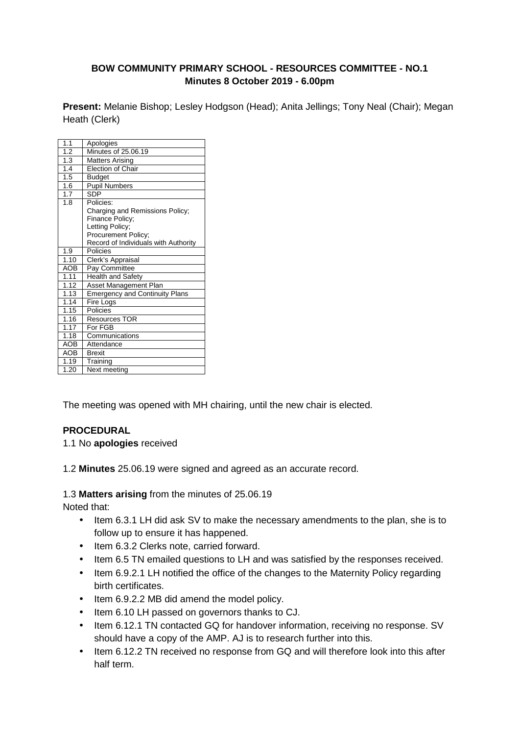**BOW COMMUNITY PRIMARY SCHOOL - RESOURCES COMMITTEE - NO.1**
**Minutes 8 October 2019 - 6.00pm**

**Present:** Melanie Bishop; Lesley Hodgson (Head); Anita Jellings; Tony Neal (Chair); Megan Heath (Clerk)

| | |
|---|---|
| 1.1 | Apologies |
| 1.2 | Minutes of 25.06.19 |
| 1.3 | Matters Arising |
| 1.4 | Election of Chair |
| 1.5 | Budget |
| 1.6 | Pupil Numbers |
| 1.7 | SDP |
| 1.8 | Policies:<br>Charging and Remissions Policy;<br>Finance Policy;<br>Letting Policy;<br>Procurement Policy;<br>Record of Individuals with Authority |
| 1.9 | Policies |
| 1.10 | Clerk's Appraisal |
| AOB | Pay Committee |
| 1.11 | Health and Safety |
| 1.12 | Asset Management Plan |
| 1.13 | Emergency and Continuity Plans |
| 1.14 | Fire Logs |
| 1.15 | Policies |
| 1.16 | Resources TOR |
| 1.17 | For FGB |
| 1.18 | Communications |
| AOB | Attendance |
| AOB | Brexit |
| 1.19 | Training |
| 1.20 | Next meeting |

The meeting was opened with MH chairing, until the new chair is elected.

**PROCEDURAL**

1.1 No **apologies** received

1.2 **Minutes** 25.06.19 were signed and agreed as an accurate record.

1.3 **Matters arising** from the minutes of 25.06.19

Noted that:

- Item 6.3.1 LH did ask SV to make the necessary amendments to the plan, she is to follow up to ensure it has happened.
- Item 6.3.2 Clerks note, carried forward.
- Item 6.5 TN emailed questions to LH and was satisfied by the responses received.
- Item 6.9.2.1 LH notified the office of the changes to the Maternity Policy regarding birth certificates.
- Item 6.9.2.2 MB did amend the model policy.
- Item 6.10 LH passed on governors thanks to CJ.
- Item 6.12.1 TN contacted GQ for handover information, receiving no response. SV should have a copy of the AMP. AJ is to research further into this.
- Item 6.12.2 TN received no response from GQ and will therefore look into this after half term.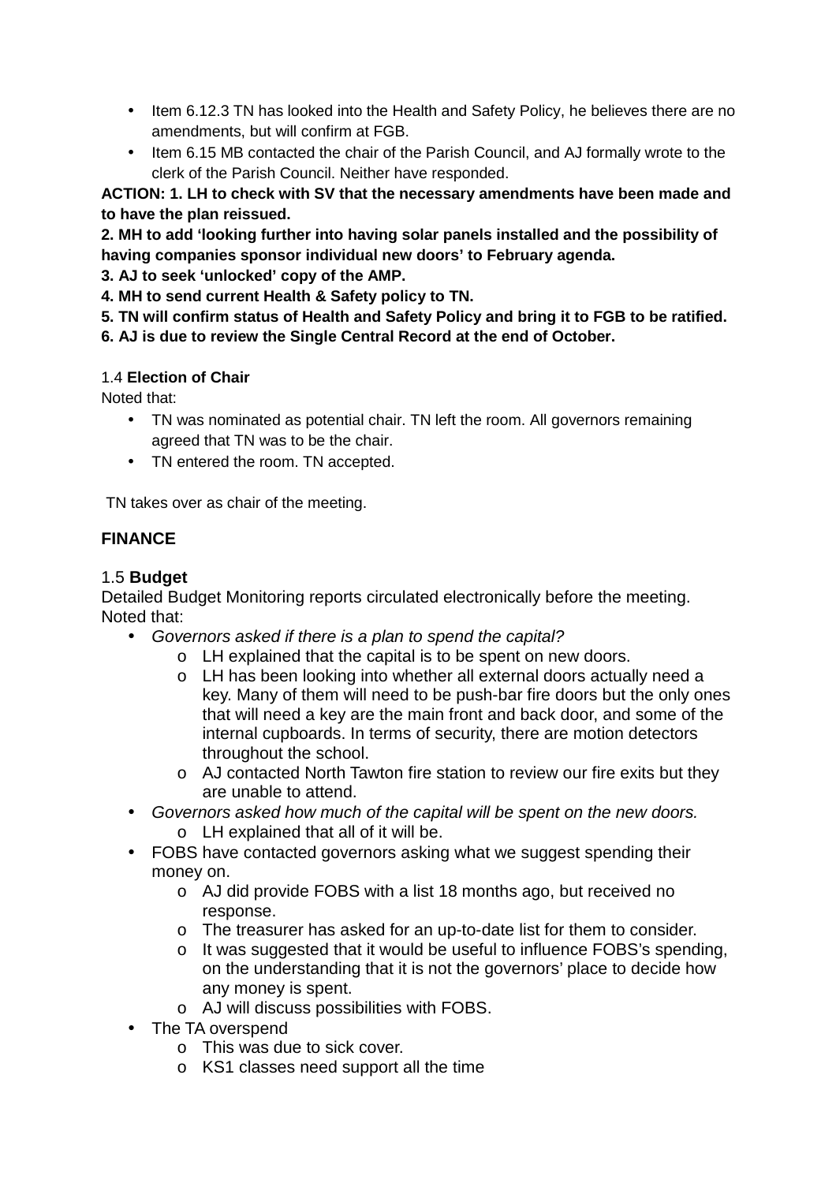- Item 6.12.3 TN has looked into the Health and Safety Policy, he believes there are no amendments, but will confirm at FGB.
- Item 6.15 MB contacted the chair of the Parish Council, and AJ formally wrote to the clerk of the Parish Council. Neither have responded.

**ACTION: 1. LH to check with SV that the necessary amendments have been made and to have the plan reissued.**
**2. MH to add 'looking further into having solar panels installed and the possibility of having companies sponsor individual new doors' to February agenda.**
**3. AJ to seek 'unlocked' copy of the AMP.**
**4. MH to send current Health & Safety policy to TN.**
**5. TN will confirm status of Health and Safety Policy and bring it to FGB to be ratified.**
**6. AJ is due to review the Single Central Record at the end of October.**

1.4 **Election of Chair**
Noted that:

- TN was nominated as potential chair. TN left the room. All governors remaining agreed that TN was to be the chair.
- TN entered the room. TN accepted.

TN takes over as chair of the meeting.

**FINANCE**

1.5 **Budget**
Detailed Budget Monitoring reports circulated electronically before the meeting.
Noted that:

- *Governors asked if there is a plan to spend the capital?*
  - LH explained that the capital is to be spent on new doors.
  - LH has been looking into whether all external doors actually need a key. Many of them will need to be push-bar fire doors but the only ones that will need a key are the main front and back door, and some of the internal cupboards. In terms of security, there are motion detectors throughout the school.
  - AJ contacted North Tawton fire station to review our fire exits but they are unable to attend.
- *Governors asked how much of the capital will be spent on the new doors.*
  - LH explained that all of it will be.
- FOBS have contacted governors asking what we suggest spending their money on.
  - AJ did provide FOBS with a list 18 months ago, but received no response.
  - The treasurer has asked for an up-to-date list for them to consider.
  - It was suggested that it would be useful to influence FOBS's spending, on the understanding that it is not the governors' place to decide how any money is spent.
  - AJ will discuss possibilities with FOBS.
- The TA overspend
  - This was due to sick cover.
  - KS1 classes need support all the time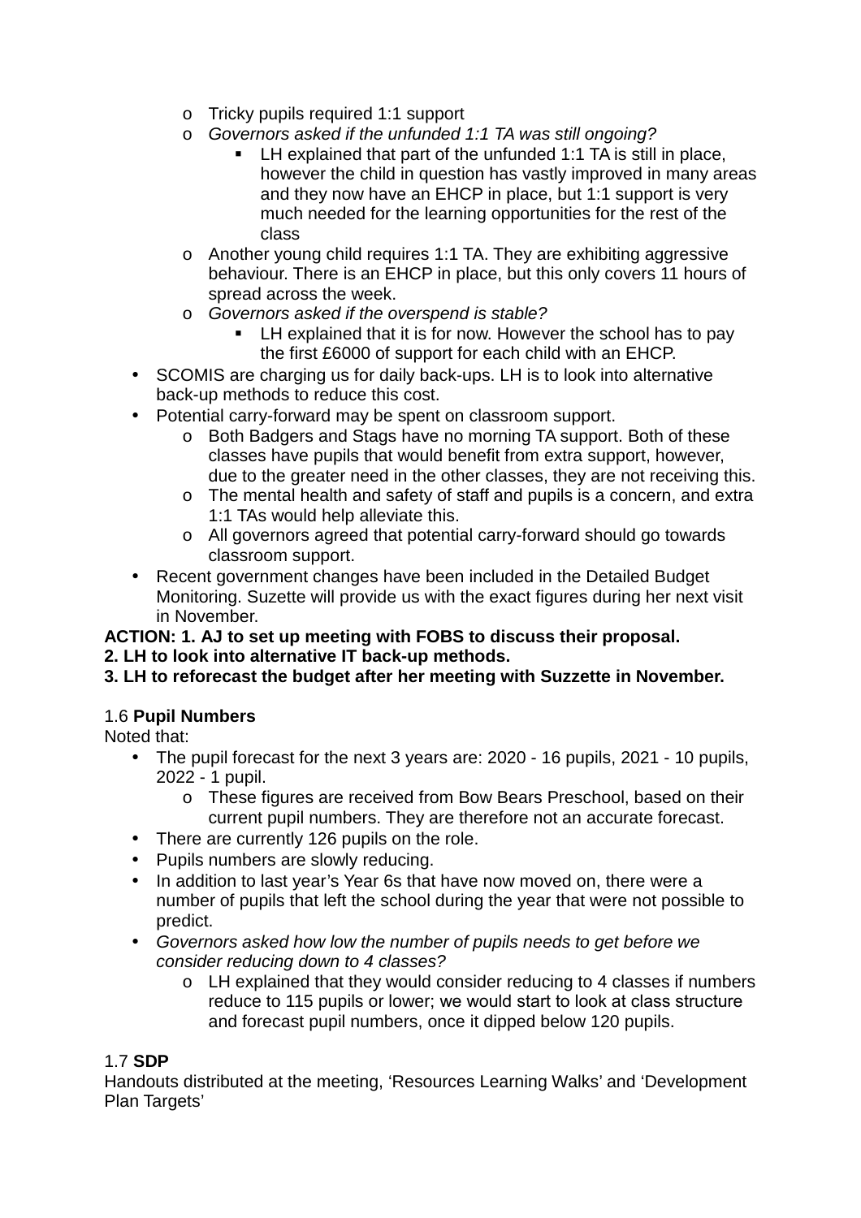- Tricky pupils required 1:1 support
    - *Governors asked if the unfunded 1:1 TA was still ongoing?*
        - LH explained that part of the unfunded 1:1 TA is still in place, however the child in question has vastly improved in many areas and they now have an EHCP in place, but 1:1 support is very much needed for the learning opportunities for the rest of the class
    - Another young child requires 1:1 TA. They are exhibiting aggressive behaviour. There is an EHCP in place, but this only covers 11 hours of spread across the week.
    - *Governors asked if the overspend is stable?*
        - LH explained that it is for now. However the school has to pay the first £6000 of support for each child with an EHCP.
- SCOMIS are charging us for daily back-ups. LH is to look into alternative back-up methods to reduce this cost.
- Potential carry-forward may be spent on classroom support.
    - Both Badgers and Stags have no morning TA support. Both of these classes have pupils that would benefit from extra support, however, due to the greater need in the other classes, they are not receiving this.
    - The mental health and safety of staff and pupils is a concern, and extra 1:1 TAs would help alleviate this.
    - All governors agreed that potential carry-forward should go towards classroom support.
- Recent government changes have been included in the Detailed Budget Monitoring. Suzette will provide us with the exact figures during her next visit in November.

**ACTION: 1. AJ to set up meeting with FOBS to discuss their proposal.**
**2. LH to look into alternative IT back-up methods.**
**3. LH to reforecast the budget after her meeting with Suzzette in November.**

1.6 **Pupil Numbers**
Noted that:

- The pupil forecast for the next 3 years are: 2020 - 16 pupils, 2021 - 10 pupils, 2022 - 1 pupil.
    - These figures are received from Bow Bears Preschool, based on their current pupil numbers. They are therefore not an accurate forecast.
- There are currently 126 pupils on the role.
- Pupils numbers are slowly reducing.
- In addition to last year's Year 6s that have now moved on, there were a number of pupils that left the school during the year that were not possible to predict.
- *Governors asked how low the number of pupils needs to get before we consider reducing down to 4 classes?*
    - LH explained that they would consider reducing to 4 classes if numbers reduce to 115 pupils or lower; we would start to look at class structure and forecast pupil numbers, once it dipped below 120 pupils.

1.7 **SDP**
Handouts distributed at the meeting, 'Resources Learning Walks' and 'Development Plan Targets'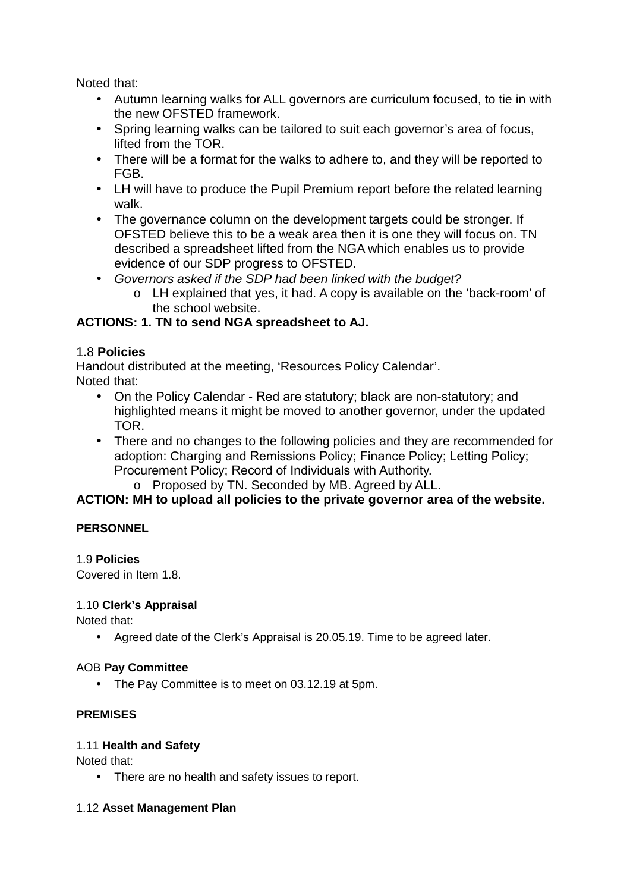Noted that:

- Autumn learning walks for ALL governors are curriculum focused, to tie in with the new OFSTED framework.
- Spring learning walks can be tailored to suit each governor's area of focus, lifted from the TOR.
- There will be a format for the walks to adhere to, and they will be reported to FGB.
- LH will have to produce the Pupil Premium report before the related learning walk.
- The governance column on the development targets could be stronger. If OFSTED believe this to be a weak area then it is one they will focus on. TN described a spreadsheet lifted from the NGA which enables us to provide evidence of our SDP progress to OFSTED.
- *Governors asked if the SDP had been linked with the budget?*
    - LH explained that yes, it had. A copy is available on the 'back-room' of the school website.

**ACTIONS: 1. TN to send NGA spreadsheet to AJ.**

1.8 **Policies**

Handout distributed at the meeting, 'Resources Policy Calendar'.
Noted that:

- On the Policy Calendar - Red are statutory; black are non-statutory; and highlighted means it might be moved to another governor, under the updated TOR.
- There and no changes to the following policies and they are recommended for adoption: Charging and Remissions Policy; Finance Policy; Letting Policy; Procurement Policy; Record of Individuals with Authority.
    - Proposed by TN. Seconded by MB. Agreed by ALL.

**ACTION: MH to upload all policies to the private governor area of the website.**

**PERSONNEL**

1.9 **Policies**

Covered in Item 1.8.

1.10 **Clerk's Appraisal**

Noted that:

- Agreed date of the Clerk's Appraisal is 20.05.19. Time to be agreed later.

AOB **Pay Committee**

- The Pay Committee is to meet on 03.12.19 at 5pm.

**PREMISES**

1.11 **Health and Safety**

Noted that:

- There are no health and safety issues to report.

1.12 **Asset Management Plan**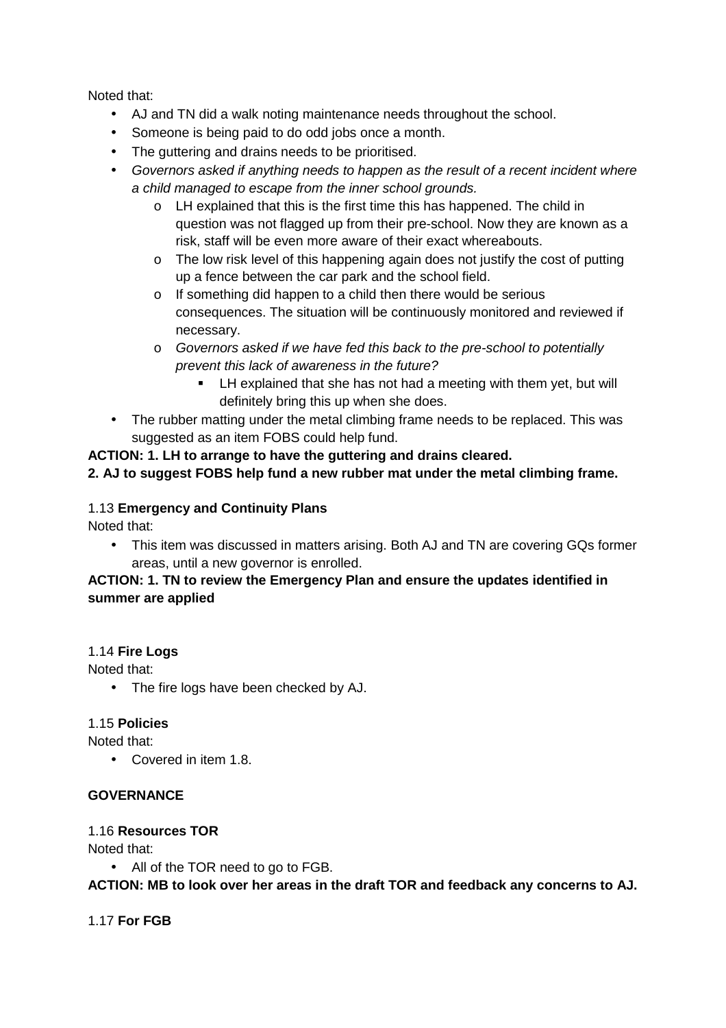Noted that:

- AJ and TN did a walk noting maintenance needs throughout the school.
- Someone is being paid to do odd jobs once a month.
- The guttering and drains needs to be prioritised.
- *Governors asked if anything needs to happen as the result of a recent incident where a child managed to escape from the inner school grounds.*
    - LH explained that this is the first time this has happened. The child in question was not flagged up from their pre-school. Now they are known as a risk, staff will be even more aware of their exact whereabouts.
    - The low risk level of this happening again does not justify the cost of putting up a fence between the car park and the school field.
    - If something did happen to a child then there would be serious consequences. The situation will be continuously monitored and reviewed if necessary.
    - *Governors asked if we have fed this back to the pre-school to potentially prevent this lack of awareness in the future?*
        - LH explained that she has not had a meeting with them yet, but will definitely bring this up when she does.
- The rubber matting under the metal climbing frame needs to be replaced. This was suggested as an item FOBS could help fund.

**ACTION: 1. LH to arrange to have the guttering and drains cleared.**
**2. AJ to suggest FOBS help fund a new rubber mat under the metal climbing frame.**

1.13 **Emergency and Continuity Plans**

Noted that:

- This item was discussed in matters arising. Both AJ and TN are covering GQs former areas, until a new governor is enrolled.

**ACTION: 1. TN to review the Emergency Plan and ensure the updates identified in summer are applied**

1.14 **Fire Logs**

Noted that:

- The fire logs have been checked by AJ.

1.15 **Policies**

Noted that:

- Covered in item 1.8.

**GOVERNANCE**

1.16 **Resources TOR**

Noted that:

- All of the TOR need to go to FGB.

**ACTION: MB to look over her areas in the draft TOR and feedback any concerns to AJ.**

1.17 **For FGB**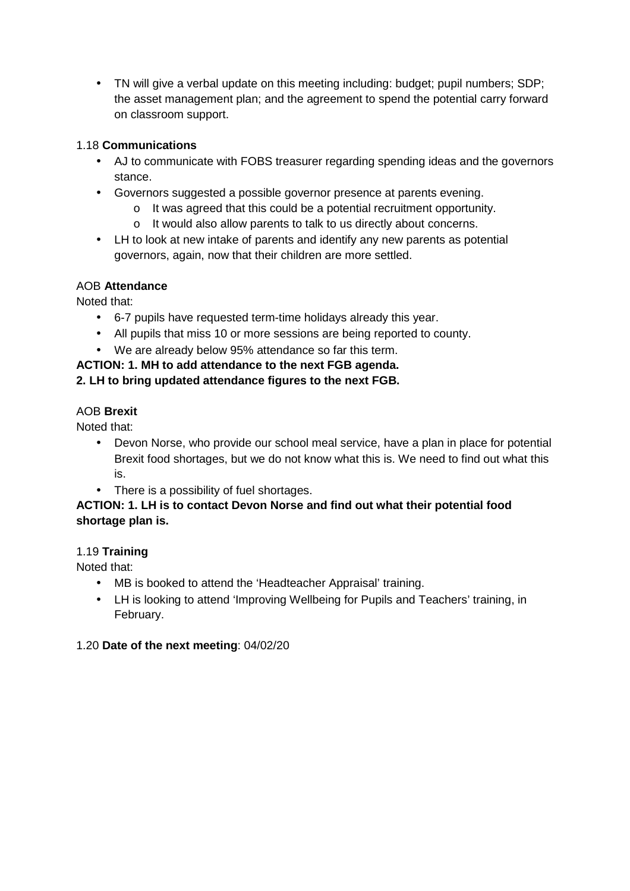- TN will give a verbal update on this meeting including: budget; pupil numbers; SDP; the asset management plan; and the agreement to spend the potential carry forward on classroom support.

1.18 **Communications**

- AJ to communicate with FOBS treasurer regarding spending ideas and the governors stance.
- Governors suggested a possible governor presence at parents evening.
  - It was agreed that this could be a potential recruitment opportunity.
  - It would also allow parents to talk to us directly about concerns.
- LH to look at new intake of parents and identify any new parents as potential governors, again, now that their children are more settled.

AOB **Attendance**

Noted that:

- 6-7 pupils have requested term-time holidays already this year.
- All pupils that miss 10 or more sessions are being reported to county.
- We are already below 95% attendance so far this term.

**ACTION: 1. MH to add attendance to the next FGB agenda.**
**2. LH to bring updated attendance figures to the next FGB.**

AOB **Brexit**

Noted that:

- Devon Norse, who provide our school meal service, have a plan in place for potential Brexit food shortages, but we do not know what this is. We need to find out what this is.
- There is a possibility of fuel shortages.

**ACTION: 1. LH is to contact Devon Norse and find out what their potential food shortage plan is.**

1.19 **Training**

Noted that:

- MB is booked to attend the 'Headteacher Appraisal' training.
- LH is looking to attend 'Improving Wellbeing for Pupils and Teachers' training, in February.

1.20 **Date of the next meeting**: 04/02/20